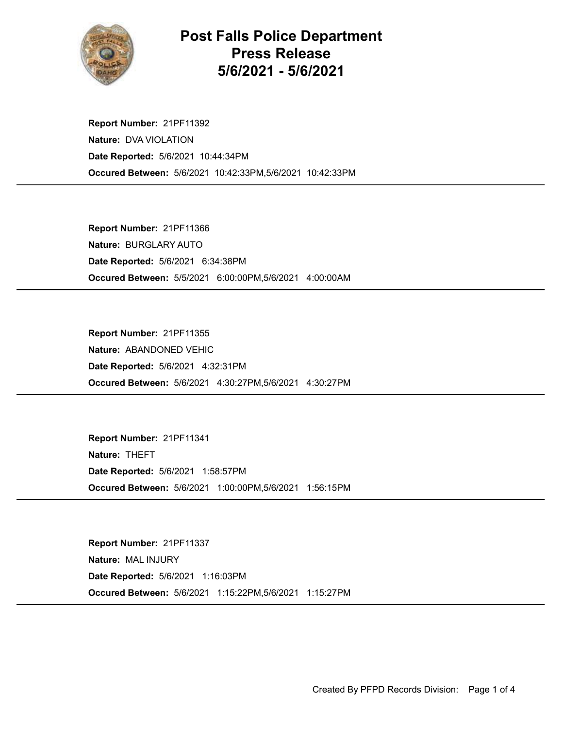# Post Falls Police Department
# Press Release
# 5/6/2021 - 5/6/2021

**Report Number:** 21PF11392
**Nature:** DVA VIOLATION
**Date Reported:** 5/6/2021 10:44:34PM
**Occured Between:** 5/6/2021 10:42:33PM,5/6/2021 10:42:33PM

---

**Report Number:** 21PF11366
**Nature:** BURGLARY AUTO
**Date Reported:** 5/6/2021 6:34:38PM
**Occured Between:** 5/5/2021 6:00:00PM,5/6/2021 4:00:00AM

---

**Report Number:** 21PF11355
**Nature:** ABANDONED VEHIC
**Date Reported:** 5/6/2021 4:32:31PM
**Occured Between:** 5/6/2021 4:30:27PM,5/6/2021 4:30:27PM

---

**Report Number:** 21PF11341
**Nature:** THEFT
**Date Reported:** 5/6/2021 1:58:57PM
**Occured Between:** 5/6/2021 1:00:00PM,5/6/2021 1:56:15PM

---

**Report Number:** 21PF11337
**Nature:** MAL INJURY
**Date Reported:** 5/6/2021 1:16:03PM
**Occured Between:** 5/6/2021 1:15:22PM,5/6/2021 1:15:27PM

---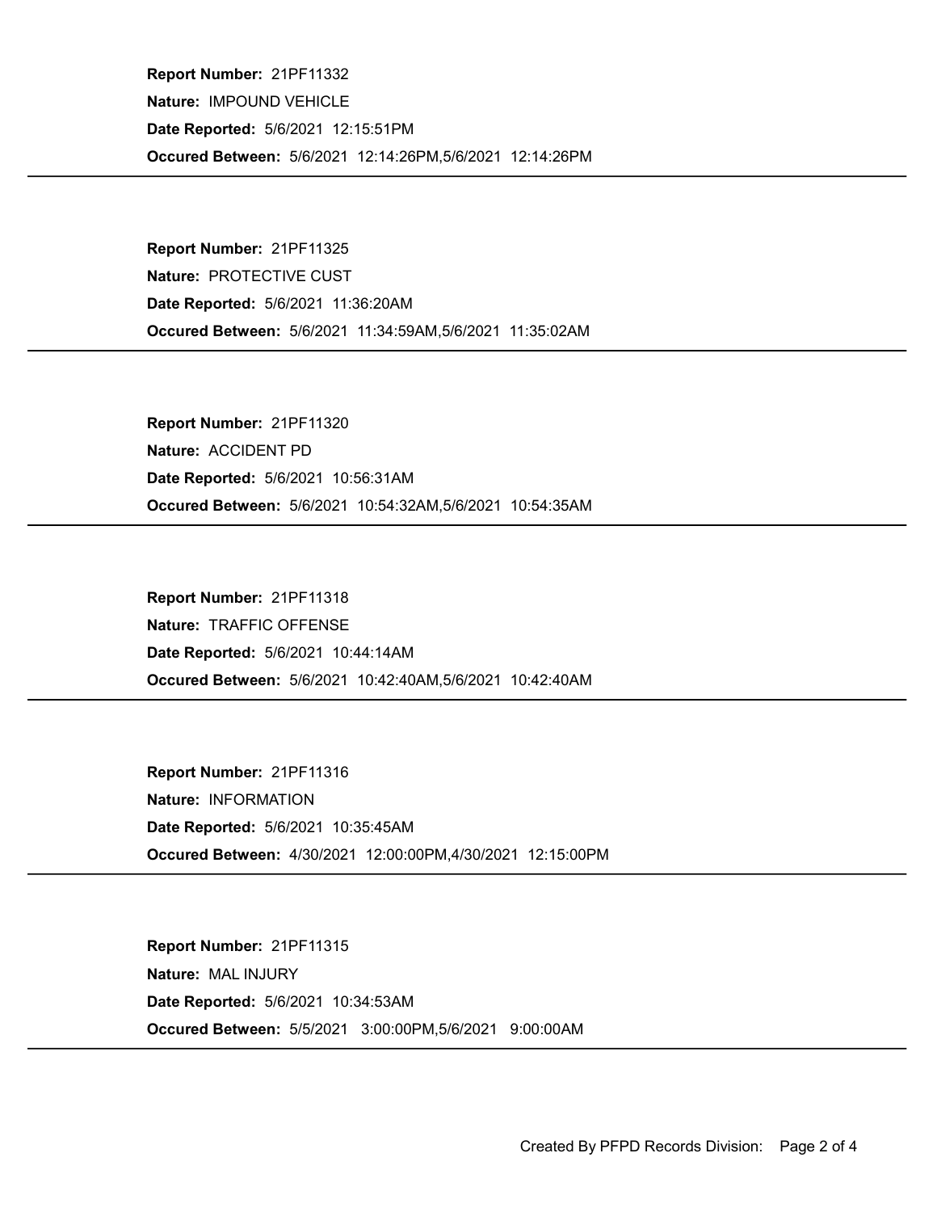**Report Number:** 21PF11332

**Nature:** IMPOUND VEHICLE

**Date Reported:** 5/6/2021 12:15:51PM

**Occured Between:** 5/6/2021 12:14:26PM,5/6/2021 12:14:26PM

---

**Report Number:** 21PF11325

**Nature:** PROTECTIVE CUST

**Date Reported:** 5/6/2021 11:36:20AM

**Occured Between:** 5/6/2021 11:34:59AM,5/6/2021 11:35:02AM

---

**Report Number:** 21PF11320

**Nature:** ACCIDENT PD

**Date Reported:** 5/6/2021 10:56:31AM

**Occured Between:** 5/6/2021 10:54:32AM,5/6/2021 10:54:35AM

---

**Report Number:** 21PF11318

**Nature:** TRAFFIC OFFENSE

**Date Reported:** 5/6/2021 10:44:14AM

**Occured Between:** 5/6/2021 10:42:40AM,5/6/2021 10:42:40AM

---

**Report Number:** 21PF11316

**Nature:** INFORMATION

**Date Reported:** 5/6/2021 10:35:45AM

**Occured Between:** 4/30/2021 12:00:00PM,4/30/2021 12:15:00PM

---

**Report Number:** 21PF11315

**Nature:** MAL INJURY

**Date Reported:** 5/6/2021 10:34:53AM

**Occured Between:** 5/5/2021 3:00:00PM,5/6/2021 9:00:00AM

---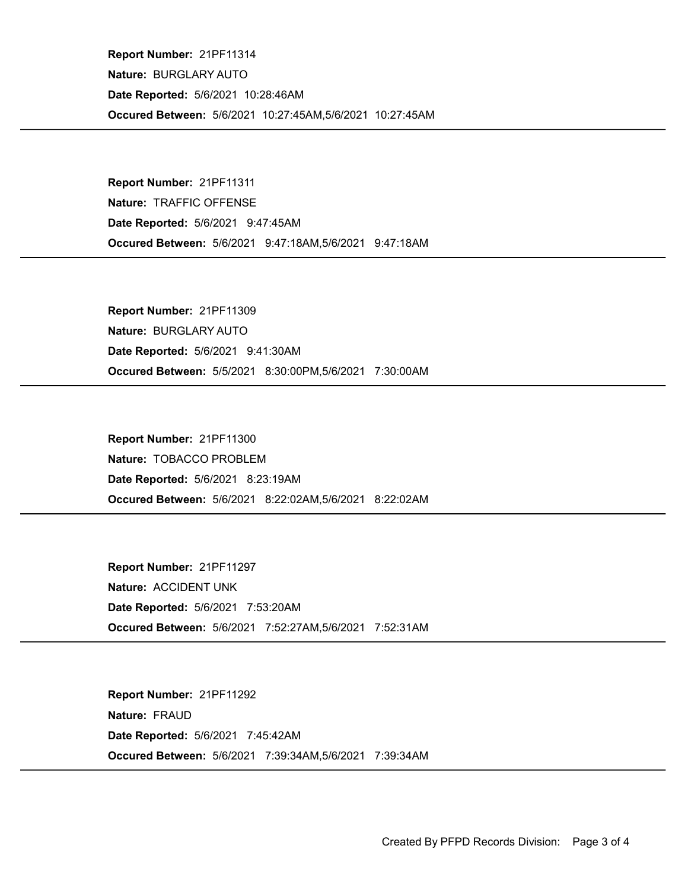**Report Number:** 21PF11314
**Nature:** BURGLARY AUTO
**Date Reported:** 5/6/2021 10:28:46AM
**Occured Between:** 5/6/2021 10:27:45AM,5/6/2021 10:27:45AM

---

**Report Number:** 21PF11311
**Nature:** TRAFFIC OFFENSE
**Date Reported:** 5/6/2021 9:47:45AM
**Occured Between:** 5/6/2021 9:47:18AM,5/6/2021 9:47:18AM

---

**Report Number:** 21PF11309
**Nature:** BURGLARY AUTO
**Date Reported:** 5/6/2021 9:41:30AM
**Occured Between:** 5/5/2021 8:30:00PM,5/6/2021 7:30:00AM

---

**Report Number:** 21PF11300
**Nature:** TOBACCO PROBLEM
**Date Reported:** 5/6/2021 8:23:19AM
**Occured Between:** 5/6/2021 8:22:02AM,5/6/2021 8:22:02AM

---

**Report Number:** 21PF11297
**Nature:** ACCIDENT UNK
**Date Reported:** 5/6/2021 7:53:20AM
**Occured Between:** 5/6/2021 7:52:27AM,5/6/2021 7:52:31AM

---

**Report Number:** 21PF11292
**Nature:** FRAUD
**Date Reported:** 5/6/2021 7:45:42AM
**Occured Between:** 5/6/2021 7:39:34AM,5/6/2021 7:39:34AM

---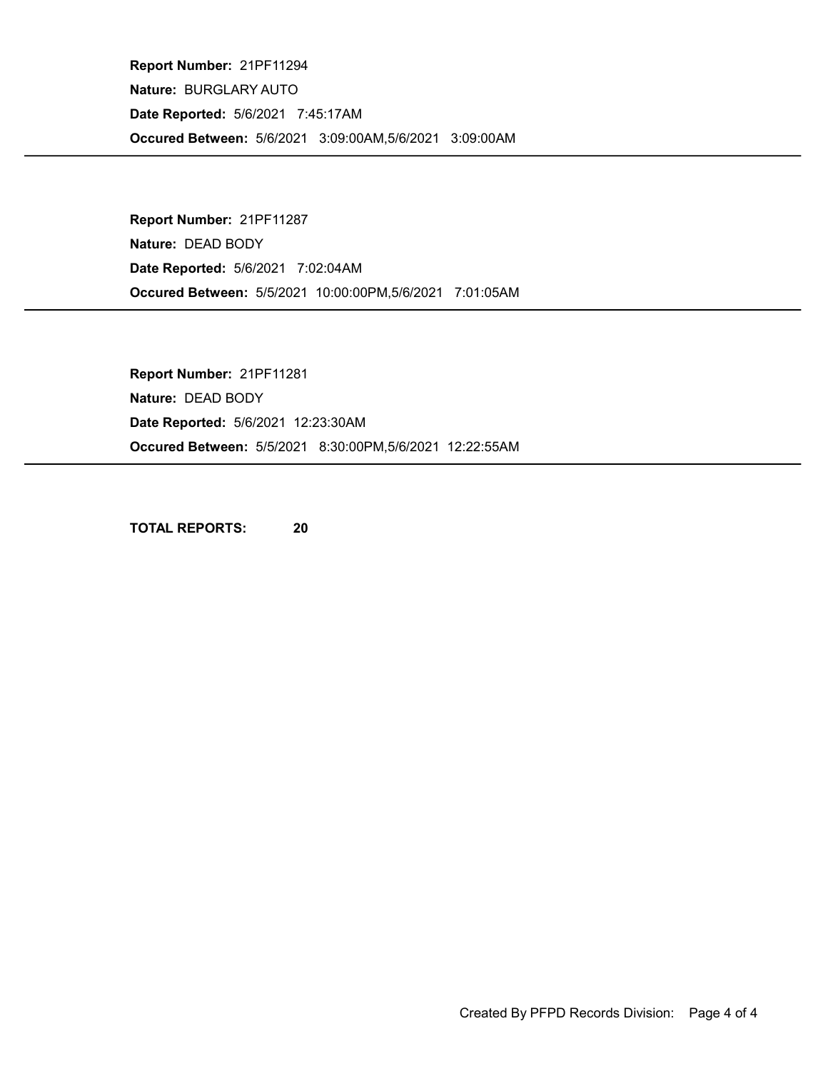**Report Number:** 21PF11294

**Nature:** BURGLARY AUTO

**Date Reported:** 5/6/2021 7:45:17AM

**Occured Between:** 5/6/2021 3:09:00AM,5/6/2021 3:09:00AM

---

**Report Number:** 21PF11287

**Nature:** DEAD BODY

**Date Reported:** 5/6/2021 7:02:04AM

**Occured Between:** 5/5/2021 10:00:00PM,5/6/2021 7:01:05AM

---

**Report Number:** 21PF11281

**Nature:** DEAD BODY

**Date Reported:** 5/6/2021 12:23:30AM

**Occured Between:** 5/5/2021 8:30:00PM,5/6/2021 12:22:55AM

---

**TOTAL REPORTS:** **20**

Created By PFPD Records Division: